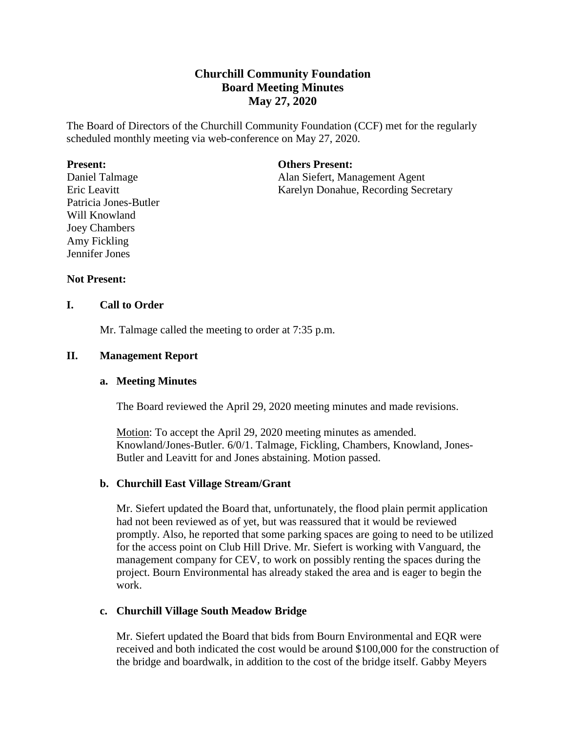# Churchill Community Foundation
## Board Meeting Minutes
## May 27, 2020

The Board of Directors of the Churchill Community Foundation (CCF) met for the regularly scheduled monthly meeting via web-conference on May 27, 2020.

**Present:**
Daniel Talmage
Eric Leavitt
Patricia Jones-Butler
Will Knowland
Joey Chambers
Amy Fickling
Jennifer Jones

**Others Present:**
Alan Siefert, Management Agent
Karelyn Donahue, Recording Secretary

**Not Present:**

### I. Call to Order

Mr. Talmage called the meeting to order at 7:35 p.m.

### II. Management Report

#### a. Meeting Minutes

The Board reviewed the April 29, 2020 meeting minutes and made revisions.

Motion: To accept the April 29, 2020 meeting minutes as amended. Knowland/Jones-Butler. 6/0/1. Talmage, Fickling, Chambers, Knowland, Jones-Butler and Leavitt for and Jones abstaining. Motion passed.

#### b. Churchill East Village Stream/Grant

Mr. Siefert updated the Board that, unfortunately, the flood plain permit application had not been reviewed as of yet, but was reassured that it would be reviewed promptly. Also, he reported that some parking spaces are going to need to be utilized for the access point on Club Hill Drive. Mr. Siefert is working with Vanguard, the management company for CEV, to work on possibly renting the spaces during the project. Bourn Environmental has already staked the area and is eager to begin the work.

#### c. Churchill Village South Meadow Bridge

Mr. Siefert updated the Board that bids from Bourn Environmental and EQR were received and both indicated the cost would be around $100,000 for the construction of the bridge and boardwalk, in addition to the cost of the bridge itself. Gabby Meyers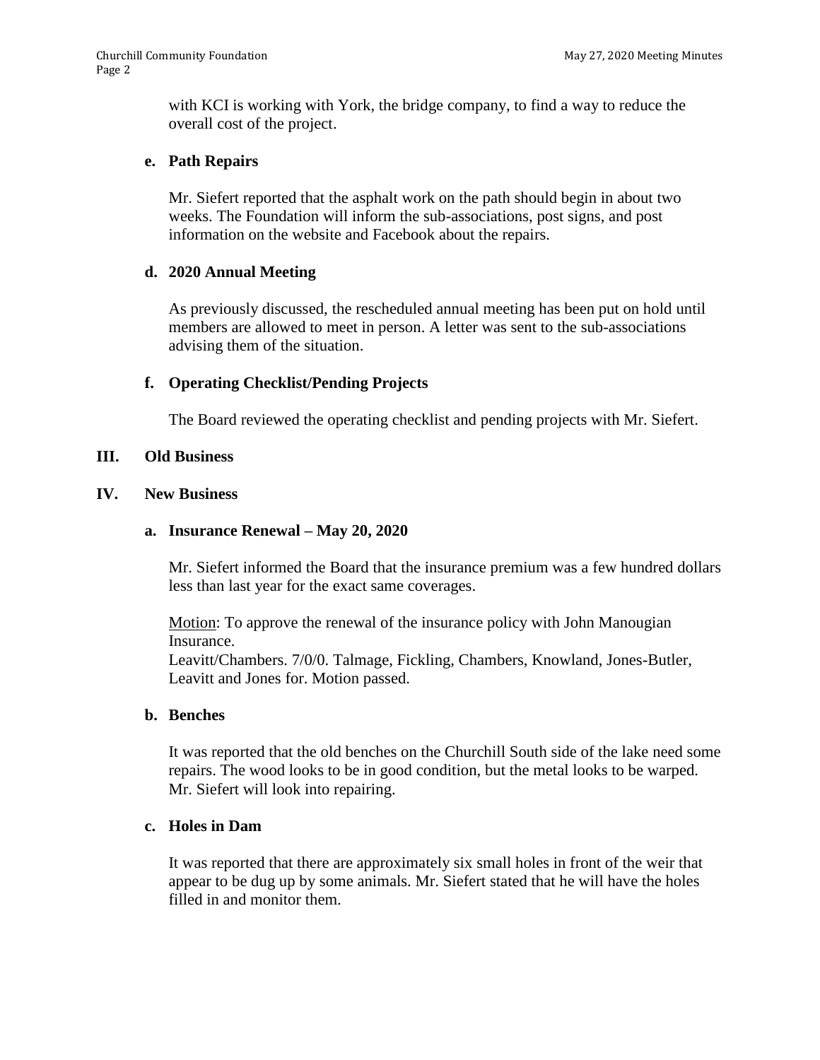with KCI is working with York, the bridge company, to find a way to reduce the overall cost of the project.

**e. Path Repairs**

Mr. Siefert reported that the asphalt work on the path should begin in about two weeks. The Foundation will inform the sub-associations, post signs, and post information on the website and Facebook about the repairs.

**d. 2020 Annual Meeting**

As previously discussed, the rescheduled annual meeting has been put on hold until members are allowed to meet in person. A letter was sent to the sub-associations advising them of the situation.

**f. Operating Checklist/Pending Projects**

The Board reviewed the operating checklist and pending projects with Mr. Siefert.

## III. Old Business

## IV. New Business

**a. Insurance Renewal – May 20, 2020**

Mr. Siefert informed the Board that the insurance premium was a few hundred dollars less than last year for the exact same coverages.

Motion: To approve the renewal of the insurance policy with John Manougian Insurance.
Leavitt/Chambers. 7/0/0. Talmage, Fickling, Chambers, Knowland, Jones-Butler, Leavitt and Jones for. Motion passed.

**b. Benches**

It was reported that the old benches on the Churchill South side of the lake need some repairs. The wood looks to be in good condition, but the metal looks to be warped. Mr. Siefert will look into repairing.

**c. Holes in Dam**

It was reported that there are approximately six small holes in front of the weir that appear to be dug up by some animals. Mr. Siefert stated that he will have the holes filled in and monitor them.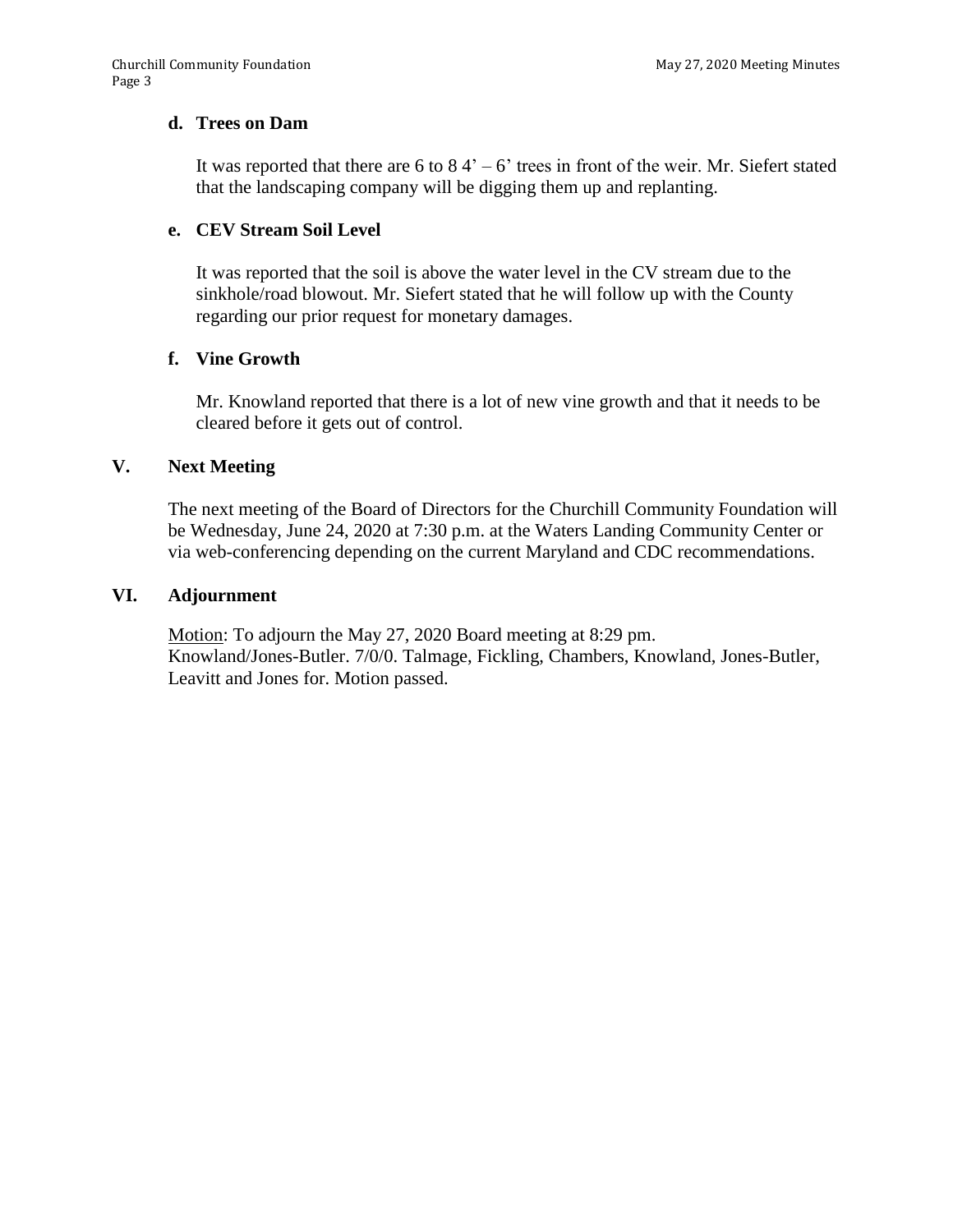### d. Trees on Dam

It was reported that there are 6 to 8 4' – 6' trees in front of the weir. Mr. Siefert stated that the landscaping company will be digging them up and replanting.

### e. CEV Stream Soil Level

It was reported that the soil is above the water level in the CV stream due to the sinkhole/road blowout. Mr. Siefert stated that he will follow up with the County regarding our prior request for monetary damages.

### f. Vine Growth

Mr. Knowland reported that there is a lot of new vine growth and that it needs to be cleared before it gets out of control.

## V. Next Meeting

The next meeting of the Board of Directors for the Churchill Community Foundation will be Wednesday, June 24, 2020 at 7:30 p.m. at the Waters Landing Community Center or via web-conferencing depending on the current Maryland and CDC recommendations.

## VI. Adjournment

Motion: To adjourn the May 27, 2020 Board meeting at 8:29 pm.
Knowland/Jones-Butler. 7/0/0. Talmage, Fickling, Chambers, Knowland, Jones-Butler, Leavitt and Jones for. Motion passed.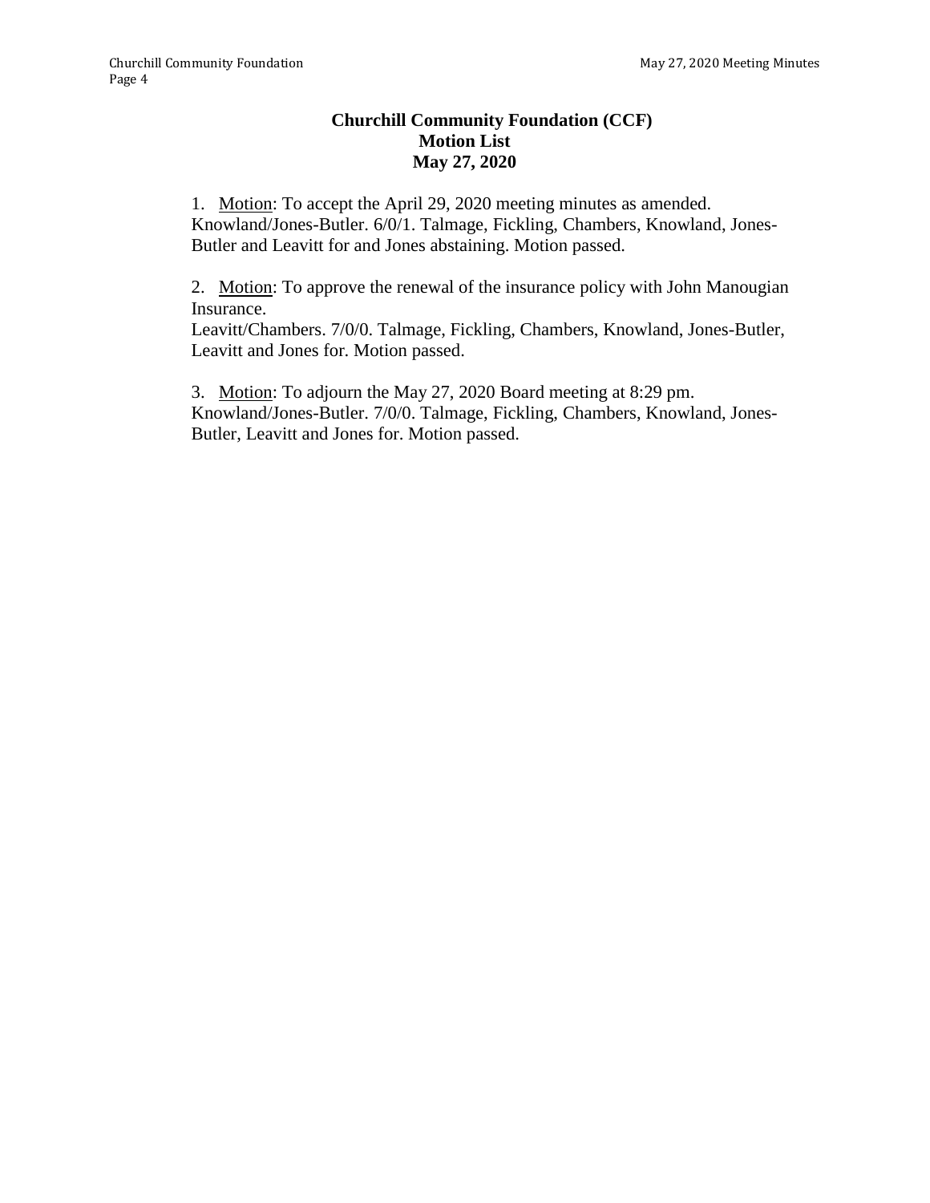**Churchill Community Foundation (CCF)**
**Motion List**
**May 27, 2020**

1. Motion: To accept the April 29, 2020 meeting minutes as amended. Knowland/Jones-Butler. 6/0/1. Talmage, Fickling, Chambers, Knowland, Jones-Butler and Leavitt for and Jones abstaining. Motion passed.

2. Motion: To approve the renewal of the insurance policy with John Manougian Insurance.
Leavitt/Chambers. 7/0/0. Talmage, Fickling, Chambers, Knowland, Jones-Butler, Leavitt and Jones for. Motion passed.

3. Motion: To adjourn the May 27, 2020 Board meeting at 8:29 pm. Knowland/Jones-Butler. 7/0/0. Talmage, Fickling, Chambers, Knowland, Jones-Butler, Leavitt and Jones for. Motion passed.